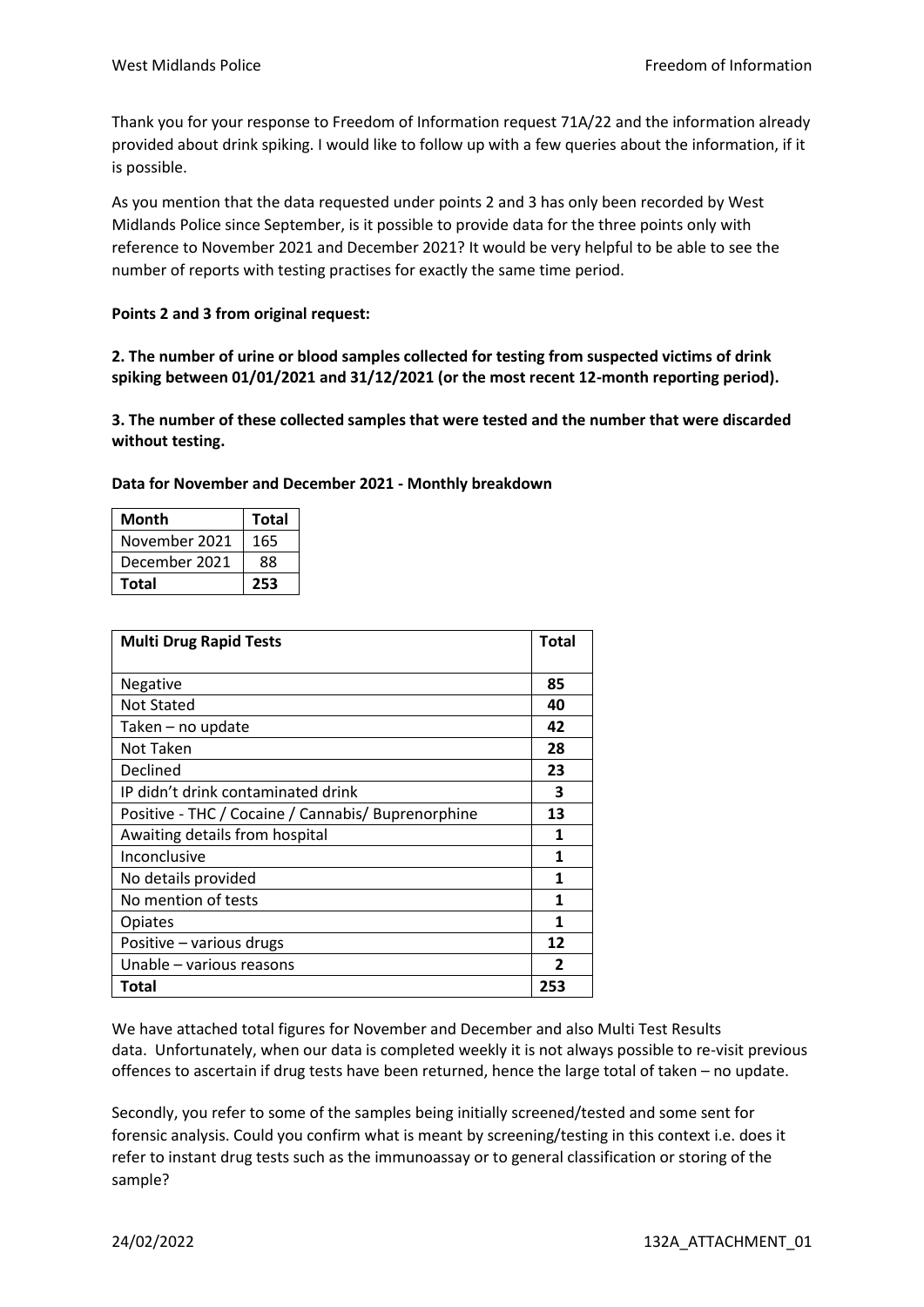Thank you for your response to Freedom of Information request 71A/22 and the information already provided about drink spiking. I would like to follow up with a few queries about the information, if it is possible.

As you mention that the data requested under points 2 and 3 has only been recorded by West Midlands Police since September, is it possible to provide data for the three points only with reference to November 2021 and December 2021? It would be very helpful to be able to see the number of reports with testing practises for exactly the same time period.

**Points 2 and 3 from original request:**

**2. The number of urine or blood samples collected for testing from suspected victims of drink spiking between 01/01/2021 and 31/12/2021 (or the most recent 12-month reporting period).**

**3. The number of these collected samples that were tested and the number that were discarded without testing.**

**Data for November and December 2021 - Monthly breakdown**

| Month | Total |
|---|---|
| November 2021 | 165 |
| December 2021 | 88 |
| **Total** | **253** |

| Multi Drug Rapid Tests | Total |
|---|---|
| Negative | **85** |
| Not Stated | **40** |
| Taken – no update | **42** |
| Not Taken | **28** |
| Declined | **23** |
| IP didn't drink contaminated drink | **3** |
| Positive - THC / Cocaine / Cannabis/ Buprenorphine | **13** |
| Awaiting details from hospital | **1** |
| Inconclusive | **1** |
| No details provided | **1** |
| No mention of tests | **1** |
| Opiates | **1** |
| Positive – various drugs | **12** |
| Unable – various reasons | **2** |
| **Total** | **253** |

We have attached total figures for November and December and also Multi Test Results data. Unfortunately, when our data is completed weekly it is not always possible to re-visit previous offences to ascertain if drug tests have been returned, hence the large total of taken – no update.

Secondly, you refer to some of the samples being initially screened/tested and some sent for forensic analysis. Could you confirm what is meant by screening/testing in this context i.e. does it refer to instant drug tests such as the immunoassay or to general classification or storing of the sample?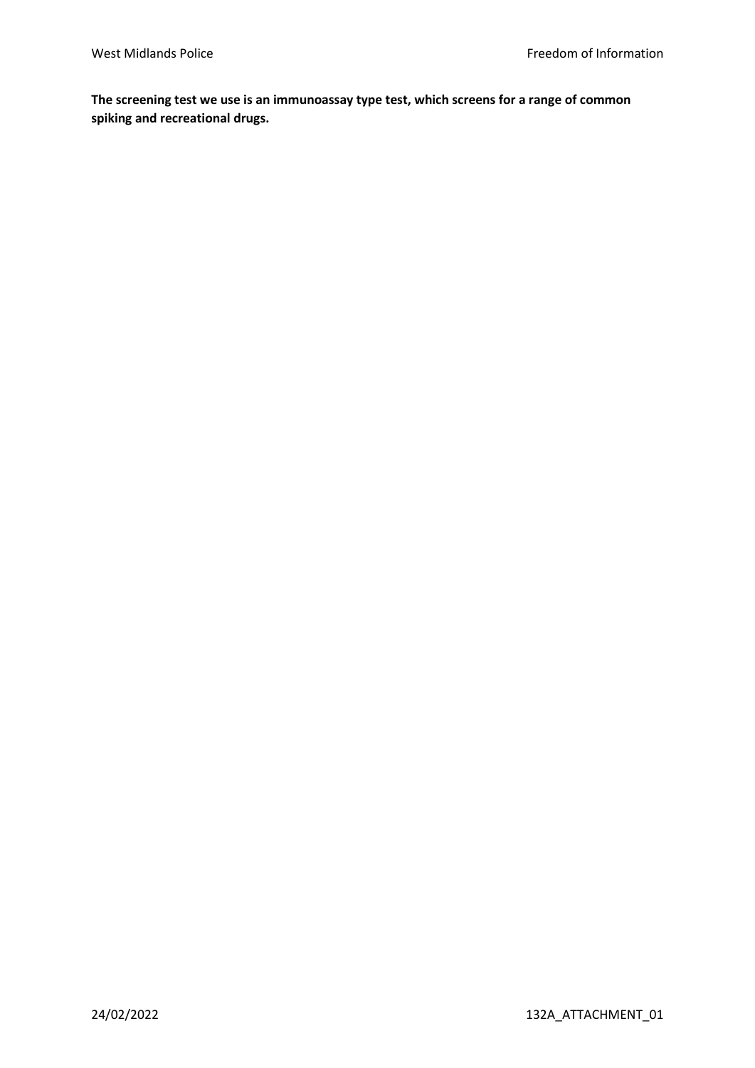**The screening test we use is an immunoassay type test, which screens for a range of common spiking and recreational drugs.**